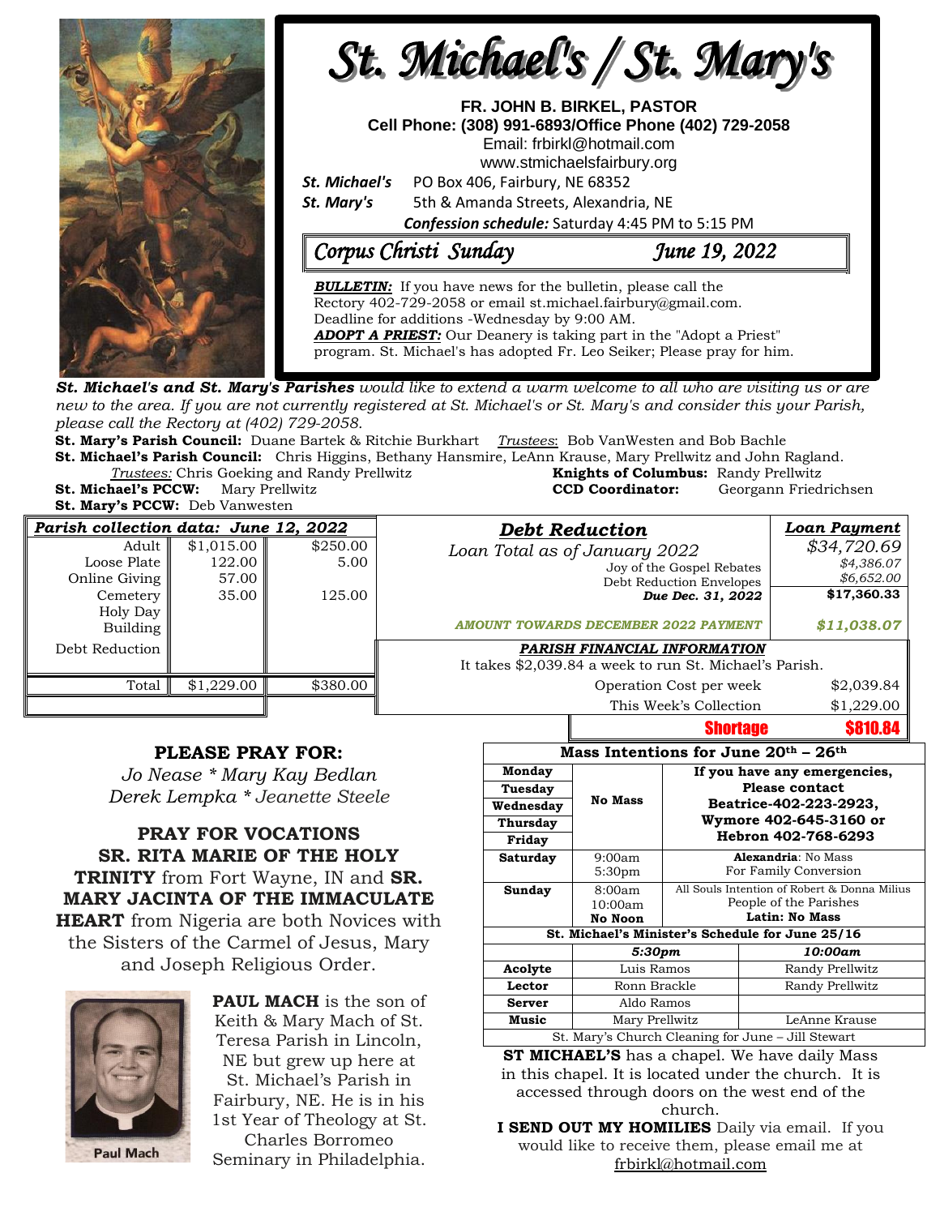# St. Michael's / St. Mary's

**FR. JOHN B. BIRKEL, PASTOR**
**Cell Phone: (308) 991-6893/Office Phone (402) 729-2058**
Email: frbirkl@hotmail.com
www.stmichaelsfairbury.org

***St. Michael's*** PO Box 406, Fairbury, NE 68352
***St. Mary's*** 5th & Amanda Streets, Alexandria, NE

***Confession schedule:*** Saturday 4:45 PM to 5:15 PM

*Corpus Christi Sunday* *June 19, 2022*

***BULLETIN:*** If you have news for the bulletin, please call the Rectory 402-729-2058 or email st.michael.fairbury@gmail.com. Deadline for additions -Wednesday by 9:00 AM.

***ADOPT A PRIEST:*** Our Deanery is taking part in the "Adopt a Priest" program. St. Michael's has adopted Fr. Leo Seiker; Please pray for him.

***St. Michael's and St. Mary's Parishes*** *would like to extend a warm welcome to all who are visiting us or are new to the area. If you are not currently registered at St. Michael's or St. Mary's and consider this your Parish, please call the Rectory at (402) 729-2058.*

**St. Mary's Parish Council:** Duane Bartek & Ritchie Burkhart *Trustees*: Bob VanWesten and Bob Bachle
**St. Michael's Parish Council:** Chris Higgins, Bethany Hansmire, LeAnn Krause, Mary Prellwitz and John Ragland.
*Trustees:* Chris Goeking and Randy Prellwitz
**Knights of Columbus:** Randy Prellwitz
**St. Michael's PCCW:** Mary Prellwitz
**CCD Coordinator:** Georgann Friedrichsen
**St. Mary's PCCW:** Deb Vanwesten

| *Parish collection data: June 12, 2022* | | |
|---|---|---|
| Adult | $1,015.00 | $250.00 |
| Loose Plate | 122.00 | 5.00 |
| Online Giving | 57.00 | |
| Cemetery | 35.00 | 125.00 |
| Holy Day | | |
| Building | | |
| Debt Reduction | | |
| Total | $1,229.00 | $380.00 |

| ***Debt Reduction*** | ***Loan Payment*** |
|---|---|
| *Loan Total as of January 2022* | *$34,720.69* |
| Joy of the Gospel Rebates | *$4,386.07* |
| Debt Reduction Envelopes | *$6,652.00* |
| ***Due Dec. 31, 2022*** | **$17,360.33** |
| ***AMOUNT TOWARDS DECEMBER 2022 PAYMENT*** | ***$11,038.07*** |

***PARISH FINANCIAL INFORMATION***
It takes $2,039.84 a week to run St. Michael's Parish.

| | |
|---|---|
| Operation Cost per week | $2,039.84 |
| This Week's Collection | $1,229.00 |
| **Shortage** | **$810.84** |

**PLEASE PRAY FOR:**
*Jo Nease * Mary Kay Bedlan*
*Derek Lempka * Jeanette Steele*

**PRAY FOR VOCATIONS**
**SR. RITA MARIE OF THE HOLY TRINITY** from Fort Wayne, IN and **SR. MARY JACINTA OF THE IMMACULATE HEART** from Nigeria are both Novices with the Sisters of the Carmel of Jesus, Mary and Joseph Religious Order.

Paul Mach

**PAUL MACH** is the son of Keith & Mary Mach of St. Teresa Parish in Lincoln, NE but grew up here at St. Michael's Parish in Fairbury, NE. He is in his 1st Year of Theology at St. Charles Borromeo Seminary in Philadelphia.

| **Mass Intentions for June 20th – 26th** | | |
|---|---|---|
| **Monday** | **No Mass** | **If you have any emergencies, Please contact Beatrice-402-223-2923, Wymore 402-645-3160 or Hebron 402-768-6293** |
| **Tuesday** | | |
| **Wednesday** | | |
| **Thursday** | | |
| **Friday** | | |
| **Saturday** | 9:00am<br>5:30pm | **Alexandria**: No Mass<br>For Family Conversion |
| **Sunday** | 8:00am<br>10:00am<br>**No Noon** | All Souls Intention of Robert & Donna Milius<br>People of the Parishes<br>**Latin: No Mass** |

| **St. Michael's Minister's Schedule for June 25/16** | | |
|---|---|---|
| | ***5:30pm*** | ***10:00am*** |
| **Acolyte** | Luis Ramos | Randy Prellwitz |
| **Lector** | Ronn Brackle | Randy Prellwitz |
| **Server** | Aldo Ramos | |
| **Music** | Mary Prellwitz | LeAnne Krause |
| St. Mary's Church Cleaning for June – Jill Stewart | | |

**ST MICHAEL'S** has a chapel. We have daily Mass in this chapel. It is located under the church. It is accessed through doors on the west end of the church.

**I SEND OUT MY HOMILIES** Daily via email. If you would like to receive them, please email me at frbirkl@hotmail.com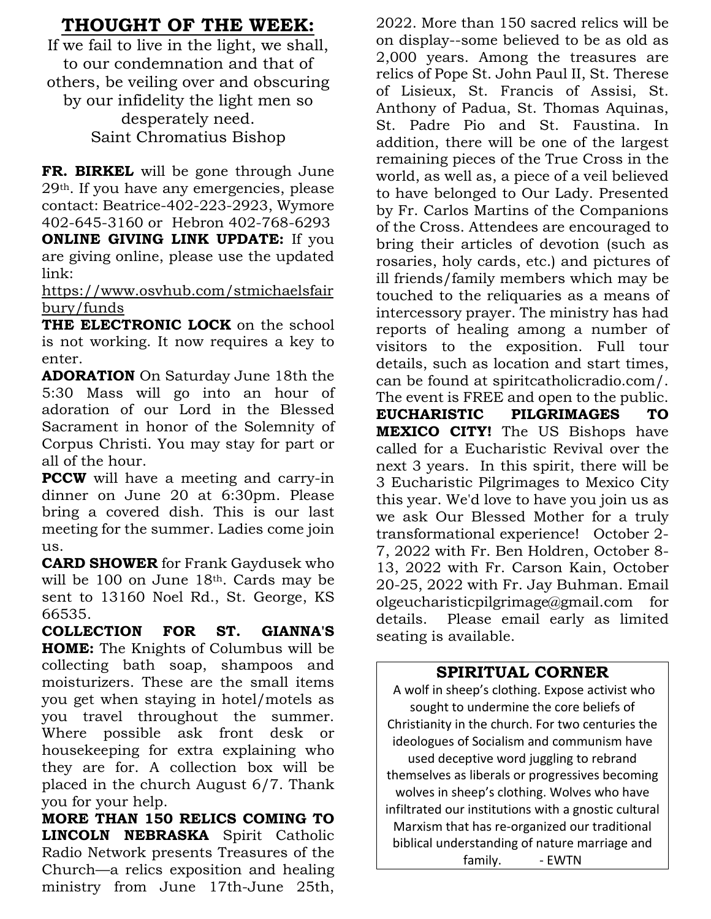## THOUGHT OF THE WEEK:

If we fail to live in the light, we shall, to our condemnation and that of others, be veiling over and obscuring by our infidelity the light men so desperately need.
Saint Chromatius Bishop

**FR. BIRKEL** will be gone through June 29th. If you have any emergencies, please contact: Beatrice-402-223-2923, Wymore 402-645-3160 or Hebron 402-768-6293

**ONLINE GIVING LINK UPDATE:** If you are giving online, please use the updated link:
https://www.osvhub.com/stmichaelsfairbury/funds

**THE ELECTRONIC LOCK** on the school is not working. It now requires a key to enter.

**ADORATION** On Saturday June 18th the 5:30 Mass will go into an hour of adoration of our Lord in the Blessed Sacrament in honor of the Solemnity of Corpus Christi. You may stay for part or all of the hour.

**PCCW** will have a meeting and carry-in dinner on June 20 at 6:30pm. Please bring a covered dish. This is our last meeting for the summer. Ladies come join us.

**CARD SHOWER** for Frank Gaydusek who will be 100 on June 18th. Cards may be sent to 13160 Noel Rd., St. George, KS 66535.

**COLLECTION FOR ST. GIANNA'S HOME:** The Knights of Columbus will be collecting bath soap, shampoos and moisturizers. These are the small items you get when staying in hotel/motels as you travel throughout the summer. Where possible ask front desk or housekeeping for extra explaining who they are for. A collection box will be placed in the church August 6/7. Thank you for your help.

**MORE THAN 150 RELICS COMING TO LINCOLN NEBRASKA** Spirit Catholic Radio Network presents Treasures of the Church—a relics exposition and healing ministry from June 17th-June 25th, 2022. More than 150 sacred relics will be on display--some believed to be as old as 2,000 years. Among the treasures are relics of Pope St. John Paul II, St. Therese of Lisieux, St. Francis of Assisi, St. Anthony of Padua, St. Thomas Aquinas, St. Padre Pio and St. Faustina. In addition, there will be one of the largest remaining pieces of the True Cross in the world, as well as, a piece of a veil believed to have belonged to Our Lady. Presented by Fr. Carlos Martins of the Companions of the Cross. Attendees are encouraged to bring their articles of devotion (such as rosaries, holy cards, etc.) and pictures of ill friends/family members which may be touched to the reliquaries as a means of intercessory prayer. The ministry has had reports of healing among a number of visitors to the exposition. Full tour details, such as location and start times, can be found at spiritcatholicradio.com/. The event is FREE and open to the public.

**EUCHARISTIC PILGRIMAGES TO MEXICO CITY!** The US Bishops have called for a Eucharistic Revival over the next 3 years. In this spirit, there will be 3 Eucharistic Pilgrimages to Mexico City this year. We'd love to have you join us as we ask Our Blessed Mother for a truly transformational experience! October 2-7, 2022 with Fr. Ben Holdren, October 8-13, 2022 with Fr. Carson Kain, October 20-25, 2022 with Fr. Jay Buhman. Email olgeucharisticpilgrimage@gmail.com for details. Please email early as limited seating is available.

### SPIRITUAL CORNER

A wolf in sheep's clothing. Expose activist who sought to undermine the core beliefs of Christianity in the church. For two centuries the ideologues of Socialism and communism have used deceptive word juggling to rebrand themselves as liberals or progressives becoming wolves in sheep's clothing. Wolves who have infiltrated our institutions with a gnostic cultural Marxism that has re-organized our traditional biblical understanding of nature marriage and family. - EWTN